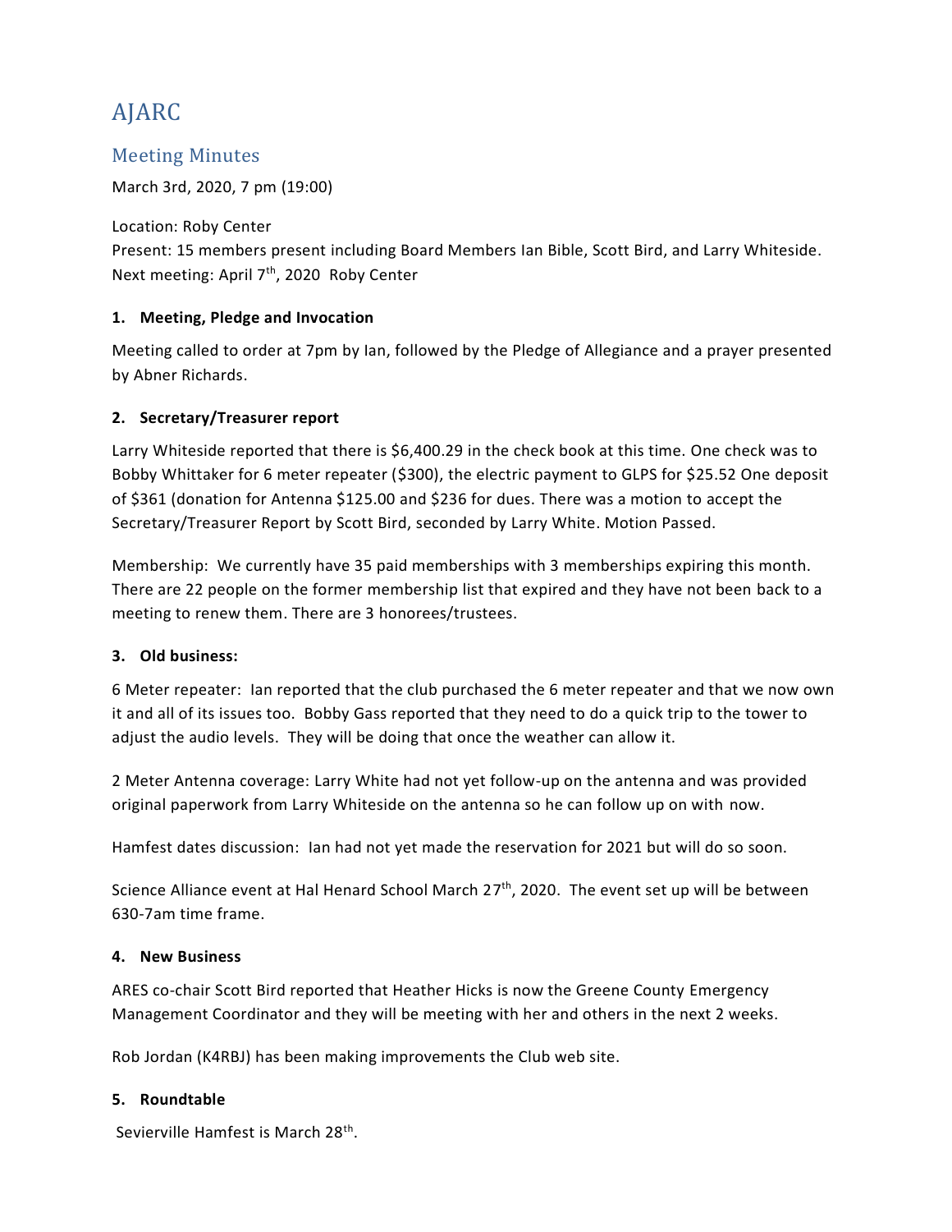# AJARC

## Meeting Minutes

March 3rd, 2020, 7 pm (19:00)

Location: Roby Center
Present: 15 members present including Board Members Ian Bible, Scott Bird, and Larry Whiteside.
Next meeting: April 7th, 2020 Roby Center

### 1. Meeting, Pledge and Invocation

Meeting called to order at 7pm by Ian, followed by the Pledge of Allegiance and a prayer presented by Abner Richards.

### 2. Secretary/Treasurer report

Larry Whiteside reported that there is $6,400.29 in the check book at this time. One check was to Bobby Whittaker for 6 meter repeater ($300), the electric payment to GLPS for $25.52 One deposit of $361 (donation for Antenna $125.00 and $236 for dues. There was a motion to accept the Secretary/Treasurer Report by Scott Bird, seconded by Larry White. Motion Passed.

Membership: We currently have 35 paid memberships with 3 memberships expiring this month. There are 22 people on the former membership list that expired and they have not been back to a meeting to renew them. There are 3 honorees/trustees.

### 3. Old business:

6 Meter repeater: Ian reported that the club purchased the 6 meter repeater and that we now own it and all of its issues too. Bobby Gass reported that they need to do a quick trip to the tower to adjust the audio levels. They will be doing that once the weather can allow it.

2 Meter Antenna coverage: Larry White had not yet follow-up on the antenna and was provided original paperwork from Larry Whiteside on the antenna so he can follow up on with now.

Hamfest dates discussion: Ian had not yet made the reservation for 2021 but will do so soon.

Science Alliance event at Hal Henard School March 27th, 2020. The event set up will be between 630-7am time frame.

### 4. New Business

ARES co-chair Scott Bird reported that Heather Hicks is now the Greene County Emergency Management Coordinator and they will be meeting with her and others in the next 2 weeks.

Rob Jordan (K4RBJ) has been making improvements the Club web site.

### 5. Roundtable

Sevierville Hamfest is March 28th.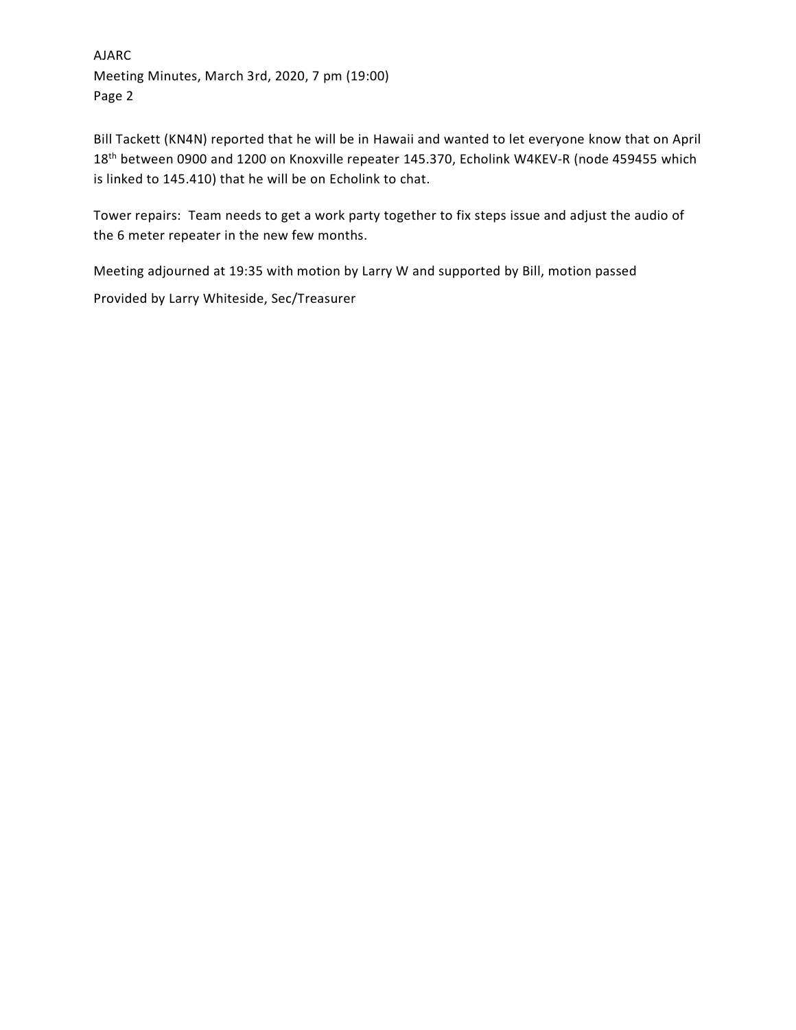Bill Tackett (KN4N) reported that he will be in Hawaii and wanted to let everyone know that on April 18th between 0900 and 1200 on Knoxville repeater 145.370, Echolink W4KEV-R (node 459455 which is linked to 145.410) that he will be on Echolink to chat.

Tower repairs: Team needs to get a work party together to fix steps issue and adjust the audio of the 6 meter repeater in the new few months.

Meeting adjourned at 19:35 with motion by Larry W and supported by Bill, motion passed

Provided by Larry Whiteside, Sec/Treasurer